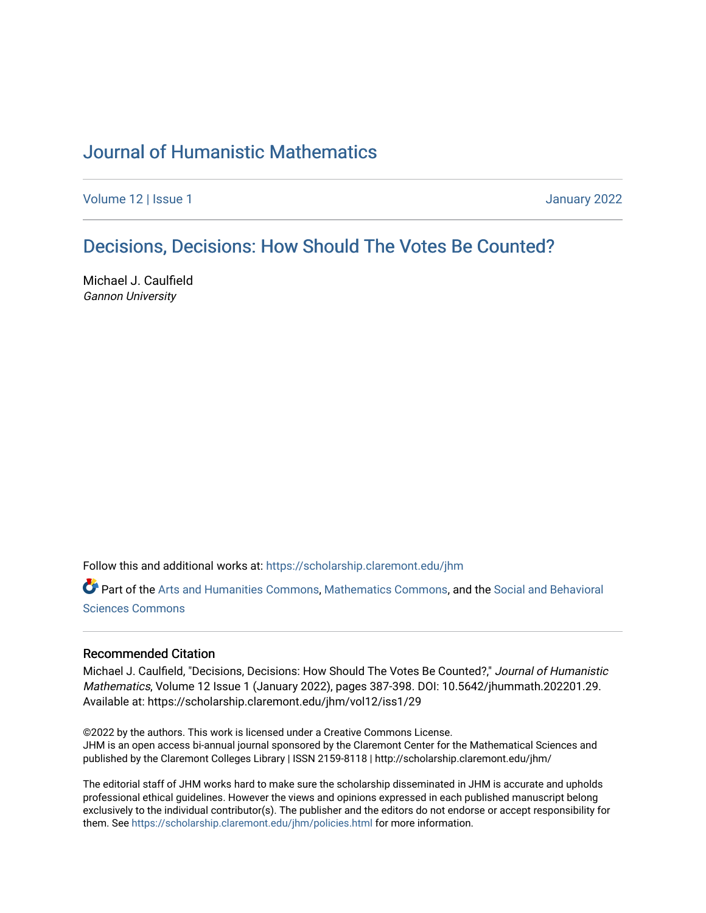# Journal of Humanistic Mathematics

Volume 12 | Issue 1 January 2022

## Decisions, Decisions: How Should The Votes Be Counted?

Michael J. Caulfield
*Gannon University*

Follow this and additional works at: https://scholarship.claremont.edu/jhm

Part of the Arts and Humanities Commons, Mathematics Commons, and the Social and Behavioral Sciences Commons

### Recommended Citation

Michael J. Caulfield, "Decisions, Decisions: How Should The Votes Be Counted?," *Journal of Humanistic Mathematics*, Volume 12 Issue 1 (January 2022), pages 387-398. DOI: 10.5642/jhummath.202201.29. Available at: https://scholarship.claremont.edu/jhm/vol12/iss1/29

©2022 by the authors. This work is licensed under a Creative Commons License.
JHM is an open access bi-annual journal sponsored by the Claremont Center for the Mathematical Sciences and published by the Claremont Colleges Library | ISSN 2159-8118 | http://scholarship.claremont.edu/jhm/

The editorial staff of JHM works hard to make sure the scholarship disseminated in JHM is accurate and upholds professional ethical guidelines. However the views and opinions expressed in each published manuscript belong exclusively to the individual contributor(s). The publisher and the editors do not endorse or accept responsibility for them. See https://scholarship.claremont.edu/jhm/policies.html for more information.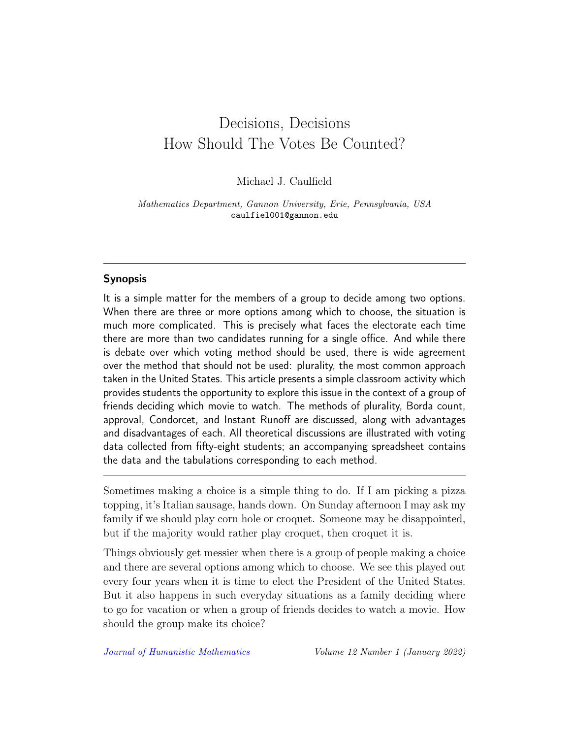# Decisions, Decisions
# How Should The Votes Be Counted?

Michael J. Caulfield

*Mathematics Department, Gannon University, Erie, Pennsylvania, USA*
caulfiel001@gannon.edu

---

## Synopsis

It is a simple matter for the members of a group to decide among two options. When there are three or more options among which to choose, the situation is much more complicated. This is precisely what faces the electorate each time there are more than two candidates running for a single office. And while there is debate over which voting method should be used, there is wide agreement over the method that should not be used: plurality, the most common approach taken in the United States. This article presents a simple classroom activity which provides students the opportunity to explore this issue in the context of a group of friends deciding which movie to watch. The methods of plurality, Borda count, approval, Condorcet, and Instant Runoff are discussed, along with advantages and disadvantages of each. All theoretical discussions are illustrated with voting data collected from fifty-eight students; an accompanying spreadsheet contains the data and the tabulations corresponding to each method.

---

Sometimes making a choice is a simple thing to do. If I am picking a pizza topping, it's Italian sausage, hands down. On Sunday afternoon I may ask my family if we should play corn hole or croquet. Someone may be disappointed, but if the majority would rather play croquet, then croquet it is.

Things obviously get messier when there is a group of people making a choice and there are several options among which to choose. We see this played out every four years when it is time to elect the President of the United States. But it also happens in such everyday situations as a family deciding where to go for vacation or when a group of friends decides to watch a movie. How should the group make its choice?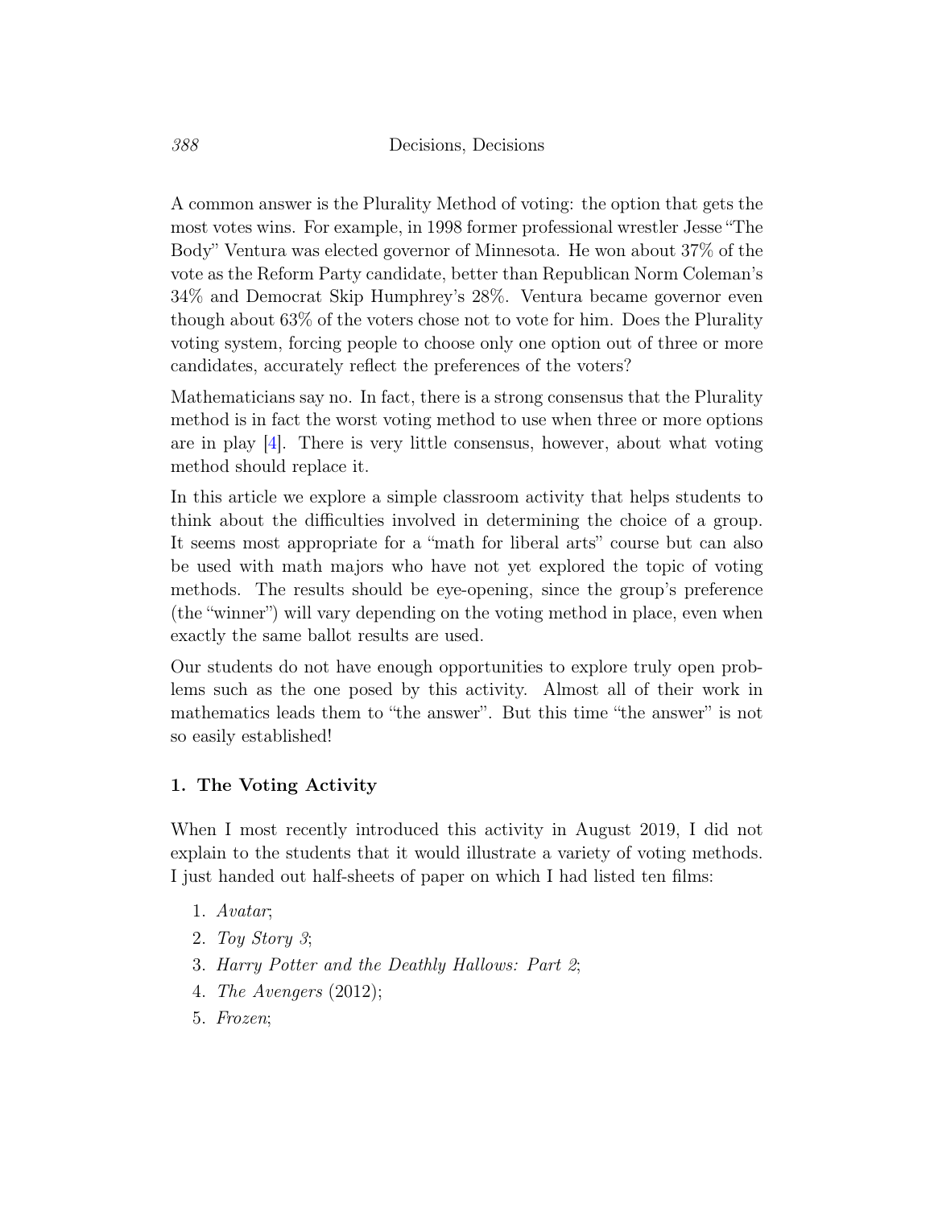A common answer is the Plurality Method of voting: the option that gets the most votes wins. For example, in 1998 former professional wrestler Jesse "The Body" Ventura was elected governor of Minnesota. He won about 37% of the vote as the Reform Party candidate, better than Republican Norm Coleman's 34% and Democrat Skip Humphrey's 28%. Ventura became governor even though about 63% of the voters chose not to vote for him. Does the Plurality voting system, forcing people to choose only one option out of three or more candidates, accurately reflect the preferences of the voters?

Mathematicians say no. In fact, there is a strong consensus that the Plurality method is in fact the worst voting method to use when three or more options are in play [4]. There is very little consensus, however, about what voting method should replace it.

In this article we explore a simple classroom activity that helps students to think about the difficulties involved in determining the choice of a group. It seems most appropriate for a "math for liberal arts" course but can also be used with math majors who have not yet explored the topic of voting methods. The results should be eye-opening, since the group's preference (the "winner") will vary depending on the voting method in place, even when exactly the same ballot results are used.

Our students do not have enough opportunities to explore truly open problems such as the one posed by this activity. Almost all of their work in mathematics leads them to "the answer". But this time "the answer" is not so easily established!

### 1. The Voting Activity

When I most recently introduced this activity in August 2019, I did not explain to the students that it would illustrate a variety of voting methods. I just handed out half-sheets of paper on which I had listed ten films:

1. *Avatar*;
2. *Toy Story 3*;
3. *Harry Potter and the Deathly Hallows: Part 2*;
4. *The Avengers* (2012);
5. *Frozen*;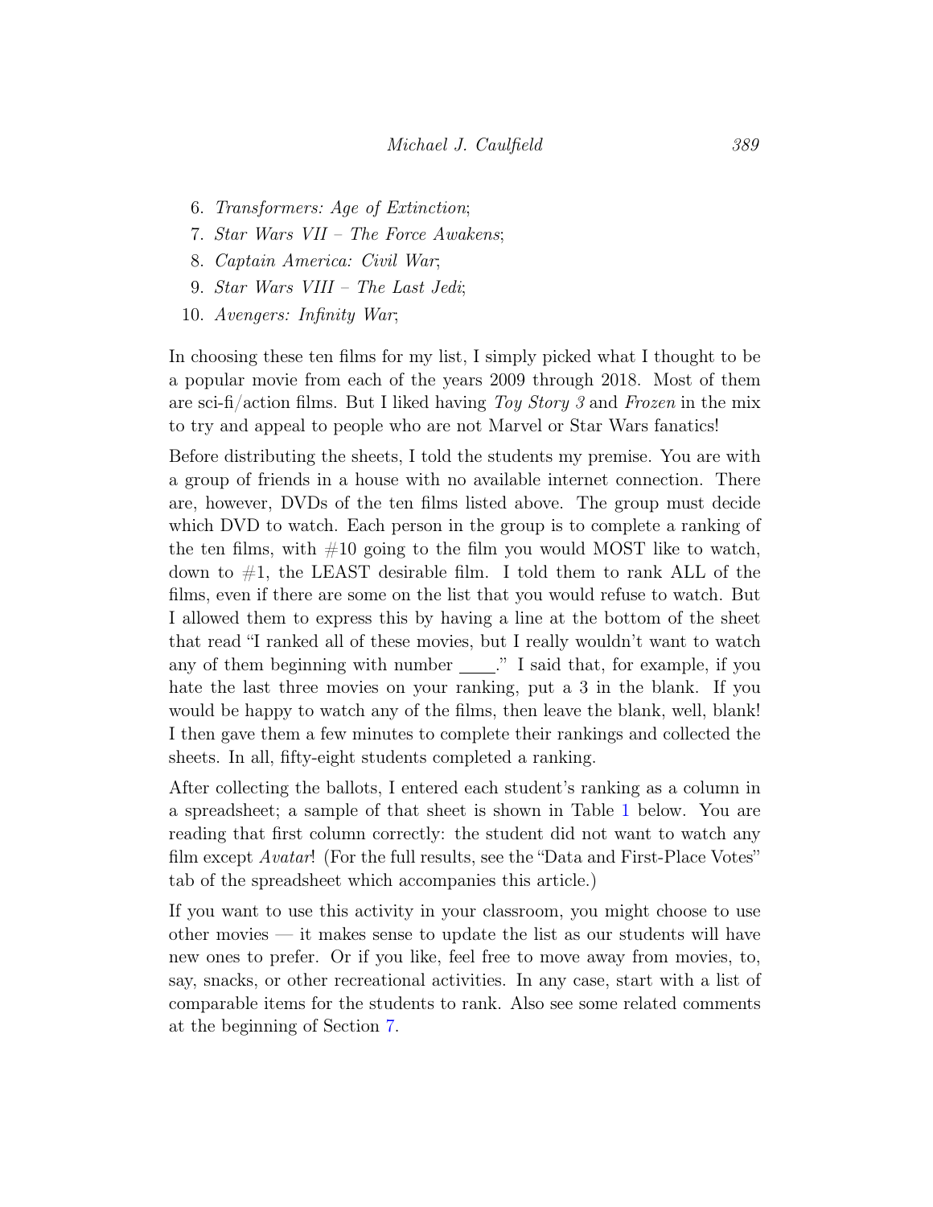6. *Transformers: Age of Extinction*;
7. *Star Wars VII – The Force Awakens*;
8. *Captain America: Civil War*;
9. *Star Wars VIII – The Last Jedi*;
10. *Avengers: Infinity War*;

In choosing these ten films for my list, I simply picked what I thought to be a popular movie from each of the years 2009 through 2018. Most of them are sci-fi/action films. But I liked having *Toy Story 3* and *Frozen* in the mix to try and appeal to people who are not Marvel or Star Wars fanatics!

Before distributing the sheets, I told the students my premise. You are with a group of friends in a house with no available internet connection. There are, however, DVDs of the ten films listed above. The group must decide which DVD to watch. Each person in the group is to complete a ranking of the ten films, with #10 going to the film you would MOST like to watch, down to #1, the LEAST desirable film. I told them to rank ALL of the films, even if there are some on the list that you would refuse to watch. But I allowed them to express this by having a line at the bottom of the sheet that read "I ranked all of these movies, but I really wouldn't want to watch any of them beginning with number ____." I said that, for example, if you hate the last three movies on your ranking, put a 3 in the blank. If you would be happy to watch any of the films, then leave the blank, well, blank! I then gave them a few minutes to complete their rankings and collected the sheets. In all, fifty-eight students completed a ranking.

After collecting the ballots, I entered each student's ranking as a column in a spreadsheet; a sample of that sheet is shown in Table 1 below. You are reading that first column correctly: the student did not want to watch any film except *Avatar*! (For the full results, see the "Data and First-Place Votes" tab of the spreadsheet which accompanies this article.)

If you want to use this activity in your classroom, you might choose to use other movies — it makes sense to update the list as our students will have new ones to prefer. Or if you like, feel free to move away from movies, to, say, snacks, or other recreational activities. In any case, start with a list of comparable items for the students to rank. Also see some related comments at the beginning of Section 7.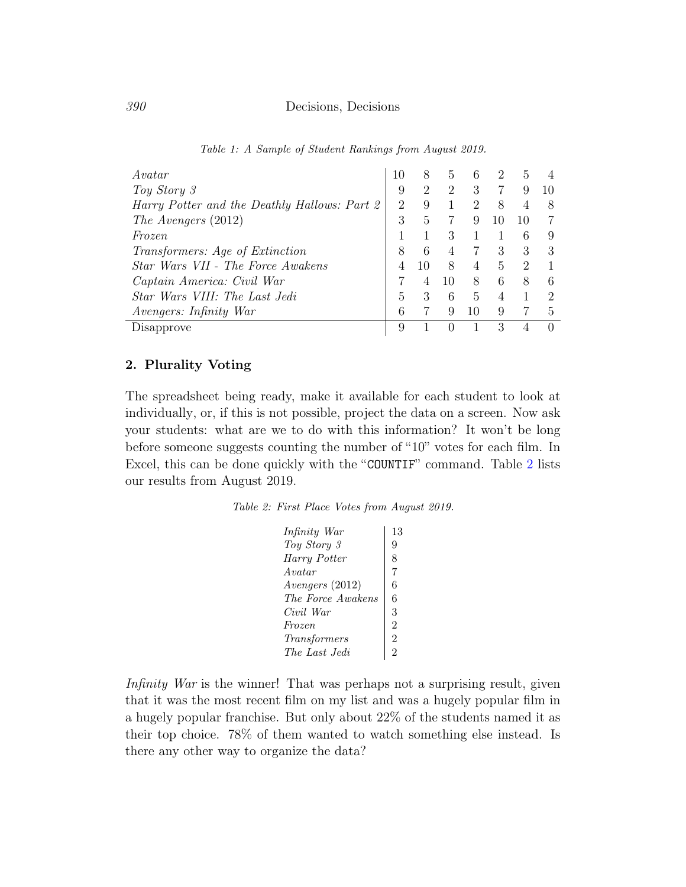*Table 1: A Sample of Student Rankings from August 2019.*

| | | | | | | | |
|---|---|---|---|---|---|---|---|
| *Avatar* | 10 | 8 | 5 | 6 | 2 | 5 | 4 |
| *Toy Story 3* | 9 | 2 | 2 | 3 | 7 | 9 | 10 |
| *Harry Potter and the Deathly Hallows: Part 2* | 2 | 9 | 1 | 2 | 8 | 4 | 8 |
| *The Avengers* (2012) | 3 | 5 | 7 | 9 | 10 | 10 | 7 |
| *Frozen* | 1 | 1 | 3 | 1 | 1 | 6 | 9 |
| *Transformers: Age of Extinction* | 8 | 6 | 4 | 7 | 3 | 3 | 3 |
| *Star Wars VII - The Force Awakens* | 4 | 10 | 8 | 4 | 5 | 2 | 1 |
| *Captain America: Civil War* | 7 | 4 | 10 | 8 | 6 | 8 | 6 |
| *Star Wars VIII: The Last Jedi* | 5 | 3 | 6 | 5 | 4 | 1 | 2 |
| *Avengers: Infinity War* | 6 | 7 | 9 | 10 | 9 | 7 | 5 |
| Disapprove | 9 | 1 | 0 | 1 | 3 | 4 | 0 |

## 2. Plurality Voting

The spreadsheet being ready, make it available for each student to look at individually, or, if this is not possible, project the data on a screen. Now ask your students: what are we to do with this information? It won't be long before someone suggests counting the number of "10" votes for each film. In Excel, this can be done quickly with the "COUNTIF" command. Table 2 lists our results from August 2019.

*Table 2: First Place Votes from August 2019.*

| | |
|---|---|
| *Infinity War* | 13 |
| *Toy Story 3* | 9 |
| *Harry Potter* | 8 |
| *Avatar* | 7 |
| *Avengers* (2012) | 6 |
| *The Force Awakens* | 6 |
| *Civil War* | 3 |
| *Frozen* | 2 |
| *Transformers* | 2 |
| *The Last Jedi* | 2 |

*Infinity War* is the winner! That was perhaps not a surprising result, given that it was the most recent film on my list and was a hugely popular film in a hugely popular franchise. But only about 22% of the students named it as their top choice. 78% of them wanted to watch something else instead. Is there any other way to organize the data?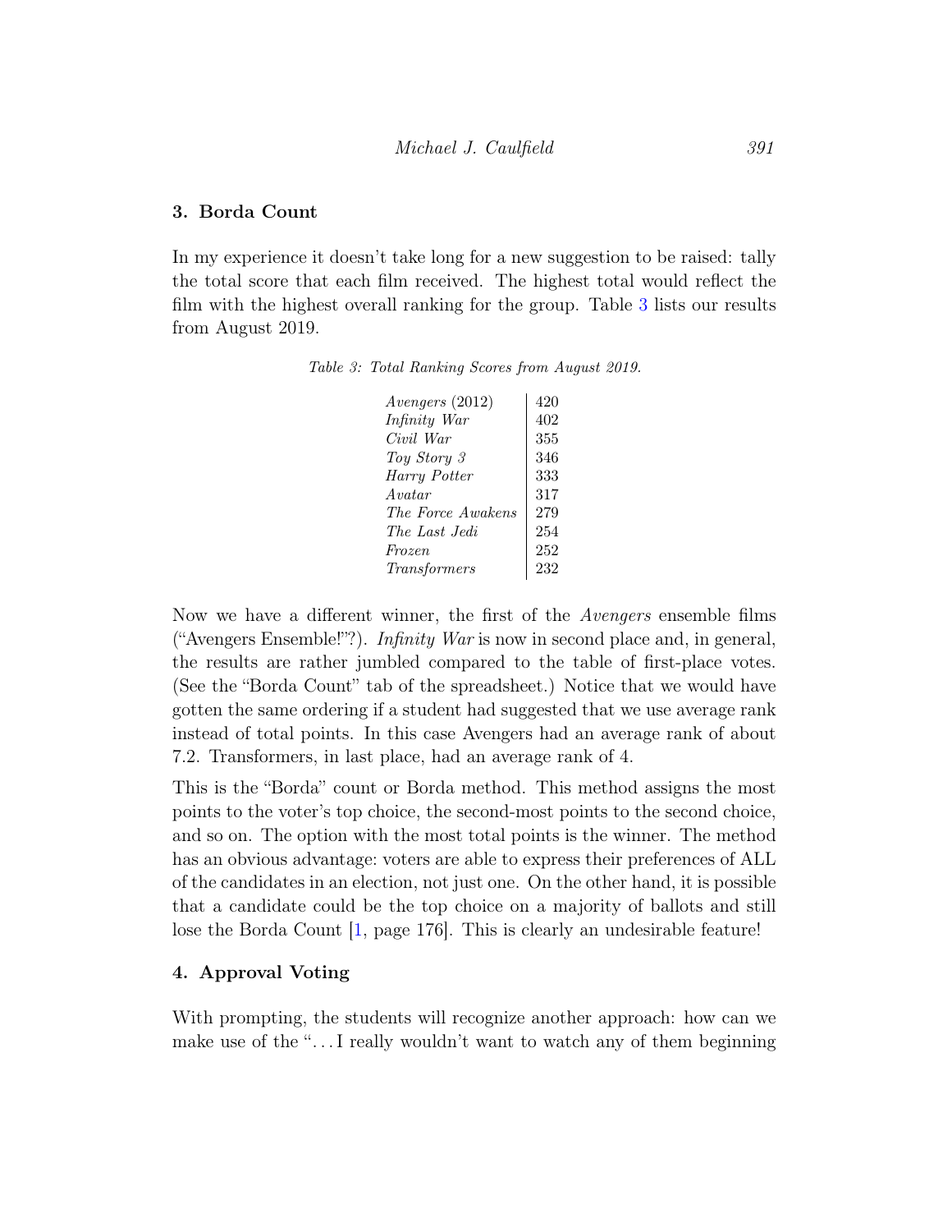## 3. Borda Count

In my experience it doesn't take long for a new suggestion to be raised: tally the total score that each film received. The highest total would reflect the film with the highest overall ranking for the group. Table 3 lists our results from August 2019.

*Table 3: Total Ranking Scores from August 2019.*

| Film | Score |
|---|---|
| *Avengers* (2012) | 420 |
| *Infinity War* | 402 |
| *Civil War* | 355 |
| *Toy Story 3* | 346 |
| *Harry Potter* | 333 |
| *Avatar* | 317 |
| *The Force Awakens* | 279 |
| *The Last Jedi* | 254 |
| *Frozen* | 252 |
| *Transformers* | 232 |

Now we have a different winner, the first of the *Avengers* ensemble films ("Avengers Ensemble!"?). *Infinity War* is now in second place and, in general, the results are rather jumbled compared to the table of first-place votes. (See the "Borda Count" tab of the spreadsheet.) Notice that we would have gotten the same ordering if a student had suggested that we use average rank instead of total points. In this case Avengers had an average rank of about 7.2. Transformers, in last place, had an average rank of 4.

This is the "Borda" count or Borda method. This method assigns the most points to the voter's top choice, the second-most points to the second choice, and so on. The option with the most total points is the winner. The method has an obvious advantage: voters are able to express their preferences of ALL of the candidates in an election, not just one. On the other hand, it is possible that a candidate could be the top choice on a majority of ballots and still lose the Borda Count [1, page 176]. This is clearly an undesirable feature!

## 4. Approval Voting

With prompting, the students will recognize another approach: how can we make use of the "...I really wouldn't want to watch any of them beginning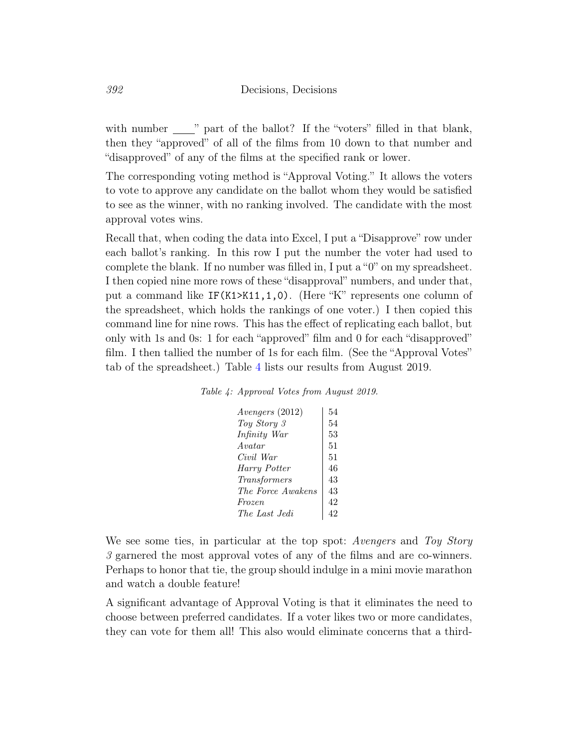with number ____" part of the ballot? If the "voters" filled in that blank, then they "approved" of all of the films from 10 down to that number and "disapproved" of any of the films at the specified rank or lower.

The corresponding voting method is "Approval Voting." It allows the voters to vote to approve any candidate on the ballot whom they would be satisfied to see as the winner, with no ranking involved. The candidate with the most approval votes wins.

Recall that, when coding the data into Excel, I put a "Disapprove" row under each ballot's ranking. In this row I put the number the voter had used to complete the blank. If no number was filled in, I put a "0" on my spreadsheet. I then copied nine more rows of these "disapproval" numbers, and under that, put a command like `IF(K1>K11,1,0)`. (Here "K" represents one column of the spreadsheet, which holds the rankings of one voter.) I then copied this command line for nine rows. This has the effect of replicating each ballot, but only with 1s and 0s: 1 for each "approved" film and 0 for each "disapproved" film. I then tallied the number of 1s for each film. (See the "Approval Votes" tab of the spreadsheet.) Table 4 lists our results from August 2019.

*Table 4: Approval Votes from August 2019.*

| Film | Votes |
|---|---|
| *Avengers* (2012) | 54 |
| *Toy Story 3* | 54 |
| *Infinity War* | 53 |
| *Avatar* | 51 |
| *Civil War* | 51 |
| *Harry Potter* | 46 |
| *Transformers* | 43 |
| *The Force Awakens* | 43 |
| *Frozen* | 42 |
| *The Last Jedi* | 42 |

We see some ties, in particular at the top spot: *Avengers* and *Toy Story 3* garnered the most approval votes of any of the films and are co-winners. Perhaps to honor that tie, the group should indulge in a mini movie marathon and watch a double feature!

A significant advantage of Approval Voting is that it eliminates the need to choose between preferred candidates. If a voter likes two or more candidates, they can vote for them all! This also would eliminate concerns that a third-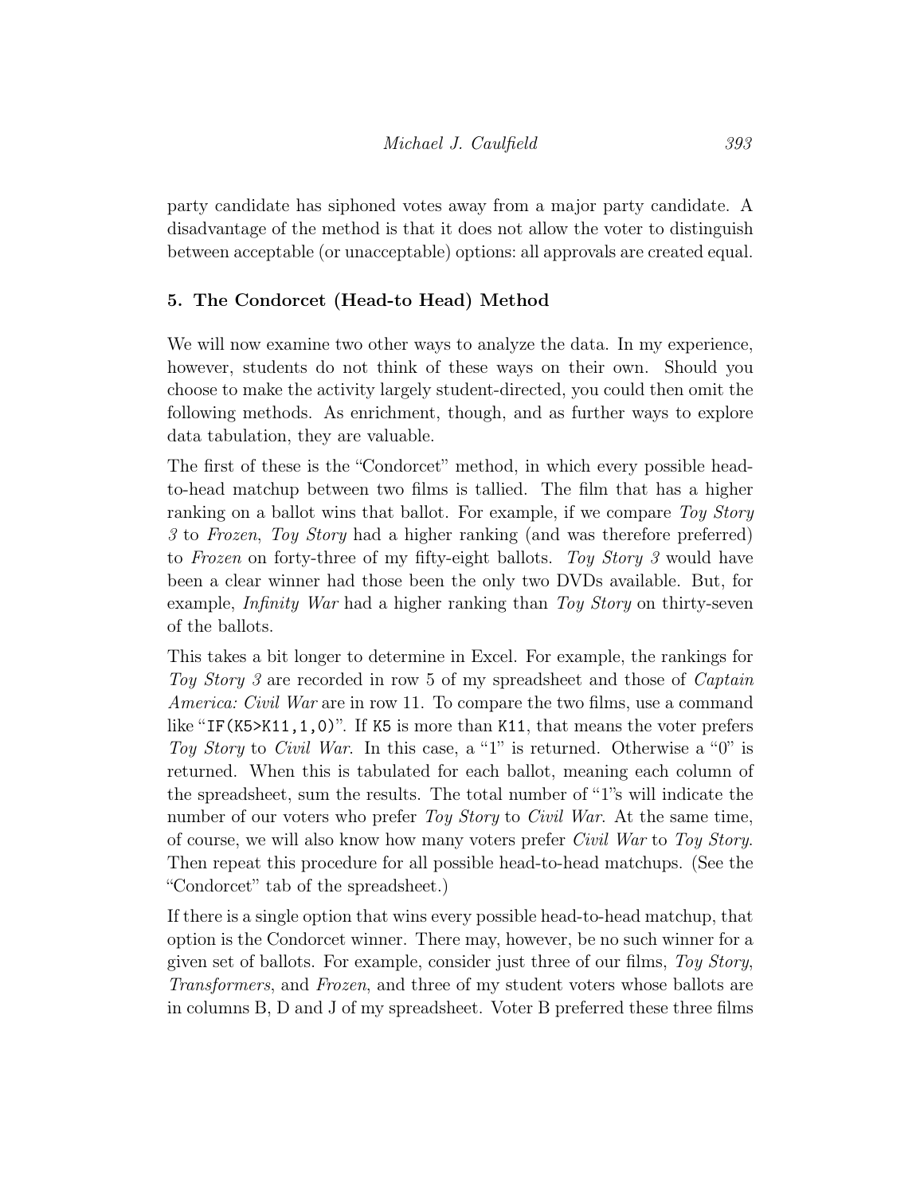party candidate has siphoned votes away from a major party candidate. A disadvantage of the method is that it does not allow the voter to distinguish between acceptable (or unacceptable) options: all approvals are created equal.

## 5. The Condorcet (Head-to Head) Method

We will now examine two other ways to analyze the data. In my experience, however, students do not think of these ways on their own. Should you choose to make the activity largely student-directed, you could then omit the following methods. As enrichment, though, and as further ways to explore data tabulation, they are valuable.

The first of these is the "Condorcet" method, in which every possible head-to-head matchup between two films is tallied. The film that has a higher ranking on a ballot wins that ballot. For example, if we compare *Toy Story 3* to *Frozen*, *Toy Story* had a higher ranking (and was therefore preferred) to *Frozen* on forty-three of my fifty-eight ballots. *Toy Story 3* would have been a clear winner had those been the only two DVDs available. But, for example, *Infinity War* had a higher ranking than *Toy Story* on thirty-seven of the ballots.

This takes a bit longer to determine in Excel. For example, the rankings for *Toy Story 3* are recorded in row 5 of my spreadsheet and those of *Captain America: Civil War* are in row 11. To compare the two films, use a command like "`IF(K5>K11,1,0)`". If `K5` is more than `K11`, that means the voter prefers *Toy Story* to *Civil War*. In this case, a "1" is returned. Otherwise a "0" is returned. When this is tabulated for each ballot, meaning each column of the spreadsheet, sum the results. The total number of "1"s will indicate the number of our voters who prefer *Toy Story* to *Civil War*. At the same time, of course, we will also know how many voters prefer *Civil War* to *Toy Story*. Then repeat this procedure for all possible head-to-head matchups. (See the "Condorcet" tab of the spreadsheet.)

If there is a single option that wins every possible head-to-head matchup, that option is the Condorcet winner. There may, however, be no such winner for a given set of ballots. For example, consider just three of our films, *Toy Story*, *Transformers*, and *Frozen*, and three of my student voters whose ballots are in columns B, D and J of my spreadsheet. Voter B preferred these three films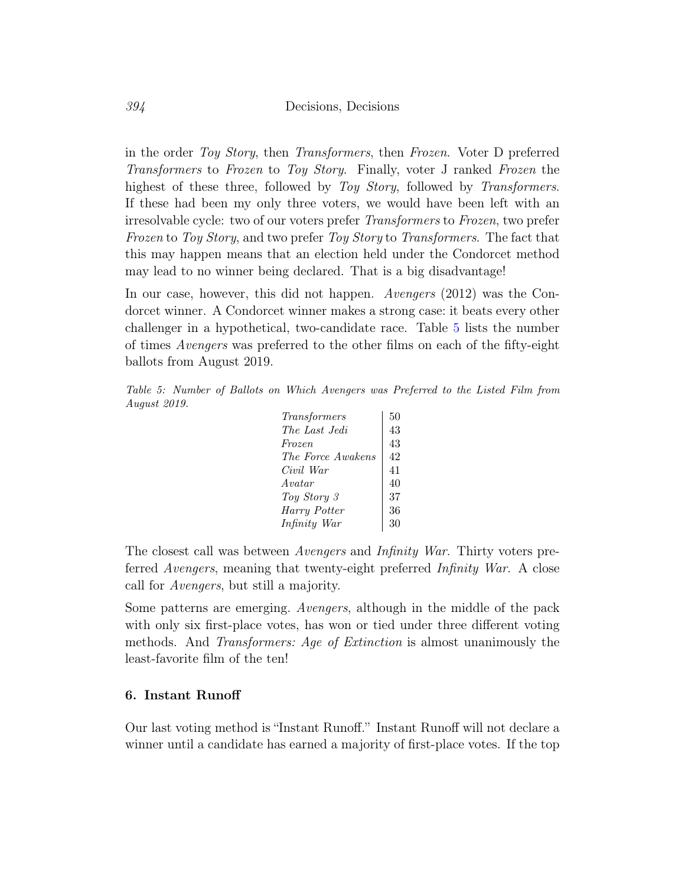in the order *Toy Story*, then *Transformers*, then *Frozen*. Voter D preferred *Transformers* to *Frozen* to *Toy Story*. Finally, voter J ranked *Frozen* the highest of these three, followed by *Toy Story*, followed by *Transformers*. If these had been my only three voters, we would have been left with an irresolvable cycle: two of our voters prefer *Transformers* to *Frozen*, two prefer *Frozen* to *Toy Story*, and two prefer *Toy Story* to *Transformers*. The fact that this may happen means that an election held under the Condorcet method may lead to no winner being declared. That is a big disadvantage!

In our case, however, this did not happen. *Avengers* (2012) was the Condorcet winner. A Condorcet winner makes a strong case: it beats every other challenger in a hypothetical, two-candidate race. Table 5 lists the number of times *Avengers* was preferred to the other films on each of the fifty-eight ballots from August 2019.

*Table 5: Number of Ballots on Which Avengers was Preferred to the Listed Film from August 2019.*

| Film | Ballots |
|---|---|
| *Transformers* | 50 |
| *The Last Jedi* | 43 |
| *Frozen* | 43 |
| *The Force Awakens* | 42 |
| *Civil War* | 41 |
| *Avatar* | 40 |
| *Toy Story 3* | 37 |
| *Harry Potter* | 36 |
| *Infinity War* | 30 |

The closest call was between *Avengers* and *Infinity War*. Thirty voters preferred *Avengers*, meaning that twenty-eight preferred *Infinity War*. A close call for *Avengers*, but still a majority.

Some patterns are emerging. *Avengers*, although in the middle of the pack with only six first-place votes, has won or tied under three different voting methods. And *Transformers: Age of Extinction* is almost unanimously the least-favorite film of the ten!

## 6. Instant Runoff

Our last voting method is "Instant Runoff." Instant Runoff will not declare a winner until a candidate has earned a majority of first-place votes. If the top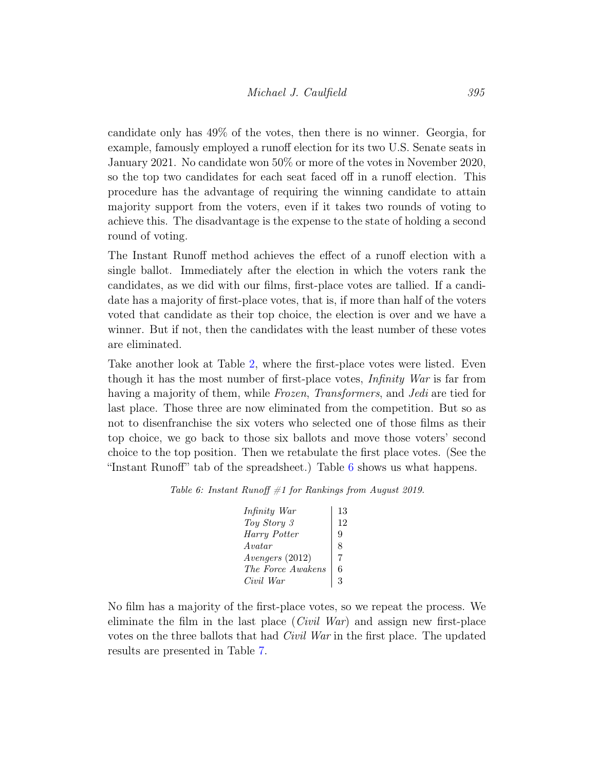candidate only has 49% of the votes, then there is no winner. Georgia, for example, famously employed a runoff election for its two U.S. Senate seats in January 2021. No candidate won 50% or more of the votes in November 2020, so the top two candidates for each seat faced off in a runoff election. This procedure has the advantage of requiring the winning candidate to attain majority support from the voters, even if it takes two rounds of voting to achieve this. The disadvantage is the expense to the state of holding a second round of voting.

The Instant Runoff method achieves the effect of a runoff election with a single ballot. Immediately after the election in which the voters rank the candidates, as we did with our films, first-place votes are tallied. If a candidate has a majority of first-place votes, that is, if more than half of the voters voted that candidate as their top choice, the election is over and we have a winner. But if not, then the candidates with the least number of these votes are eliminated.

Take another look at Table 2, where the first-place votes were listed. Even though it has the most number of first-place votes, *Infinity War* is far from having a majority of them, while *Frozen*, *Transformers*, and *Jedi* are tied for last place. Those three are now eliminated from the competition. But so as not to disenfranchise the six voters who selected one of those films as their top choice, we go back to those six ballots and move those voters' second choice to the top position. Then we retabulate the first place votes. (See the "Instant Runoff" tab of the spreadsheet.) Table 6 shows us what happens.

*Table 6: Instant Runoff #1 for Rankings from August 2019.*

| Film | Votes |
|---|---|
| *Infinity War* | 13 |
| *Toy Story 3* | 12 |
| *Harry Potter* | 9 |
| *Avatar* | 8 |
| *Avengers* (2012) | 7 |
| *The Force Awakens* | 6 |
| *Civil War* | 3 |

No film has a majority of the first-place votes, so we repeat the process. We eliminate the film in the last place (*Civil War*) and assign new first-place votes on the three ballots that had *Civil War* in the first place. The updated results are presented in Table 7.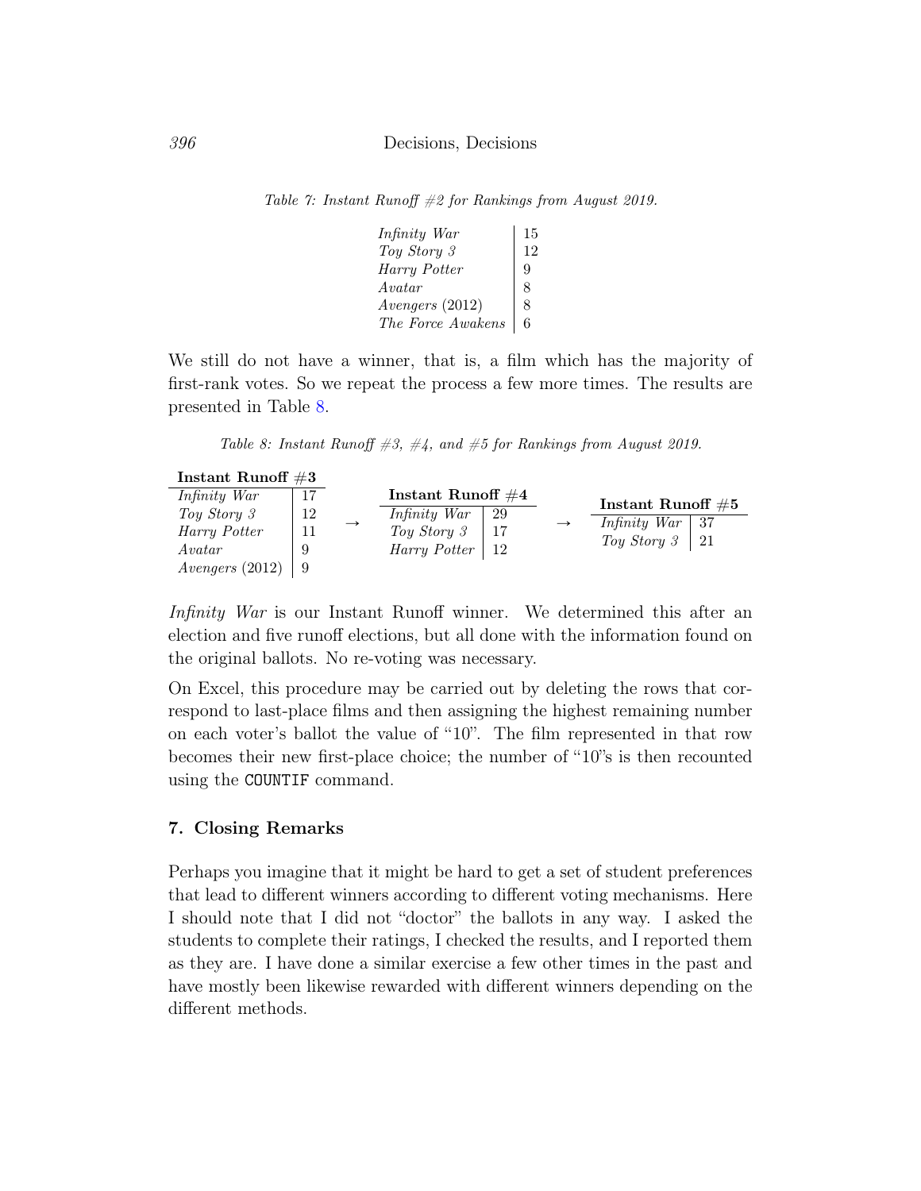*Table 7: Instant Runoff #2 for Rankings from August 2019.*

| | |
|---|---|
| *Infinity War* | 15 |
| *Toy Story 3* | 12 |
| *Harry Potter* | 9 |
| *Avatar* | 8 |
| *Avengers* (2012) | 8 |
| *The Force Awakens* | 6 |

We still do not have a winner, that is, a film which has the majority of first-rank votes. So we repeat the process a few more times. The results are presented in Table 8.

*Table 8: Instant Runoff #3, #4, and #5 for Rankings from August 2019.*

| **Instant Runoff #3** | |
|---|---|
| *Infinity War* | 17 |
| *Toy Story 3* | 12 |
| *Harry Potter* | 11 |
| *Avatar* | 9 |
| *Avengers* (2012) | 9 |

→

| **Instant Runoff #4** | |
|---|---|
| *Infinity War* | 29 |
| *Toy Story 3* | 17 |
| *Harry Potter* | 12 |

→

| **Instant Runoff #5** | |
|---|---|
| *Infinity War* | 37 |
| *Toy Story 3* | 21 |

*Infinity War* is our Instant Runoff winner. We determined this after an election and five runoff elections, but all done with the information found on the original ballots. No re-voting was necessary.

On Excel, this procedure may be carried out by deleting the rows that correspond to last-place films and then assigning the highest remaining number on each voter's ballot the value of "10". The film represented in that row becomes their new first-place choice; the number of "10"s is then recounted using the `COUNTIF` command.

## 7. Closing Remarks

Perhaps you imagine that it might be hard to get a set of student preferences that lead to different winners according to different voting mechanisms. Here I should note that I did not "doctor" the ballots in any way. I asked the students to complete their ratings, I checked the results, and I reported them as they are. I have done a similar exercise a few other times in the past and have mostly been likewise rewarded with different winners depending on the different methods.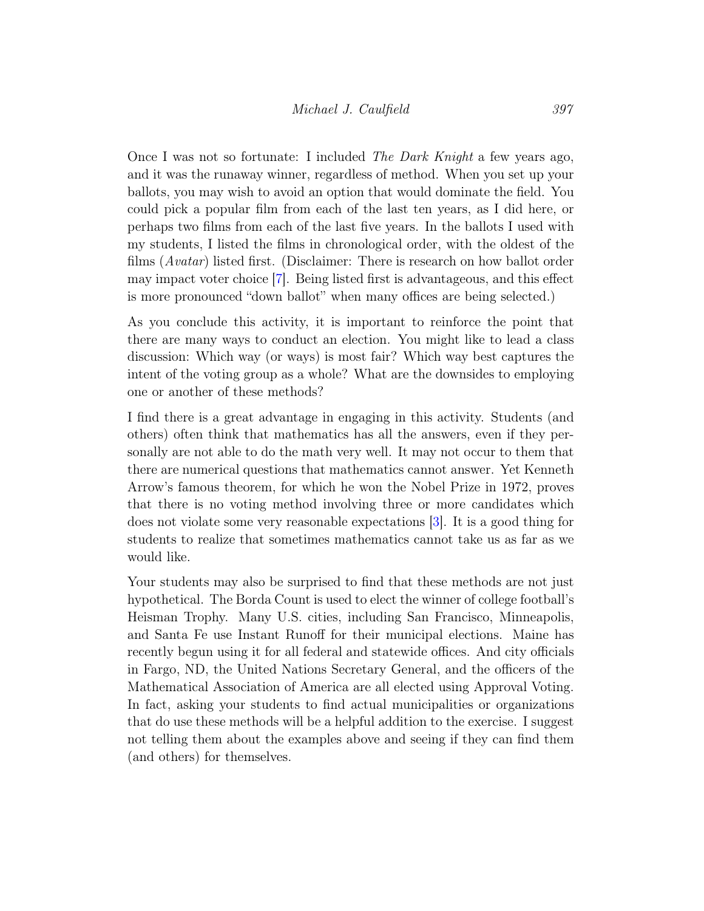Once I was not so fortunate: I included *The Dark Knight* a few years ago, and it was the runaway winner, regardless of method. When you set up your ballots, you may wish to avoid an option that would dominate the field. You could pick a popular film from each of the last ten years, as I did here, or perhaps two films from each of the last five years. In the ballots I used with my students, I listed the films in chronological order, with the oldest of the films (*Avatar*) listed first. (Disclaimer: There is research on how ballot order may impact voter choice [7]. Being listed first is advantageous, and this effect is more pronounced "down ballot" when many offices are being selected.)

As you conclude this activity, it is important to reinforce the point that there are many ways to conduct an election. You might like to lead a class discussion: Which way (or ways) is most fair? Which way best captures the intent of the voting group as a whole? What are the downsides to employing one or another of these methods?

I find there is a great advantage in engaging in this activity. Students (and others) often think that mathematics has all the answers, even if they personally are not able to do the math very well. It may not occur to them that there are numerical questions that mathematics cannot answer. Yet Kenneth Arrow's famous theorem, for which he won the Nobel Prize in 1972, proves that there is no voting method involving three or more candidates which does not violate some very reasonable expectations [3]. It is a good thing for students to realize that sometimes mathematics cannot take us as far as we would like.

Your students may also be surprised to find that these methods are not just hypothetical. The Borda Count is used to elect the winner of college football's Heisman Trophy. Many U.S. cities, including San Francisco, Minneapolis, and Santa Fe use Instant Runoff for their municipal elections. Maine has recently begun using it for all federal and statewide offices. And city officials in Fargo, ND, the United Nations Secretary General, and the officers of the Mathematical Association of America are all elected using Approval Voting. In fact, asking your students to find actual municipalities or organizations that do use these methods will be a helpful addition to the exercise. I suggest not telling them about the examples above and seeing if they can find them (and others) for themselves.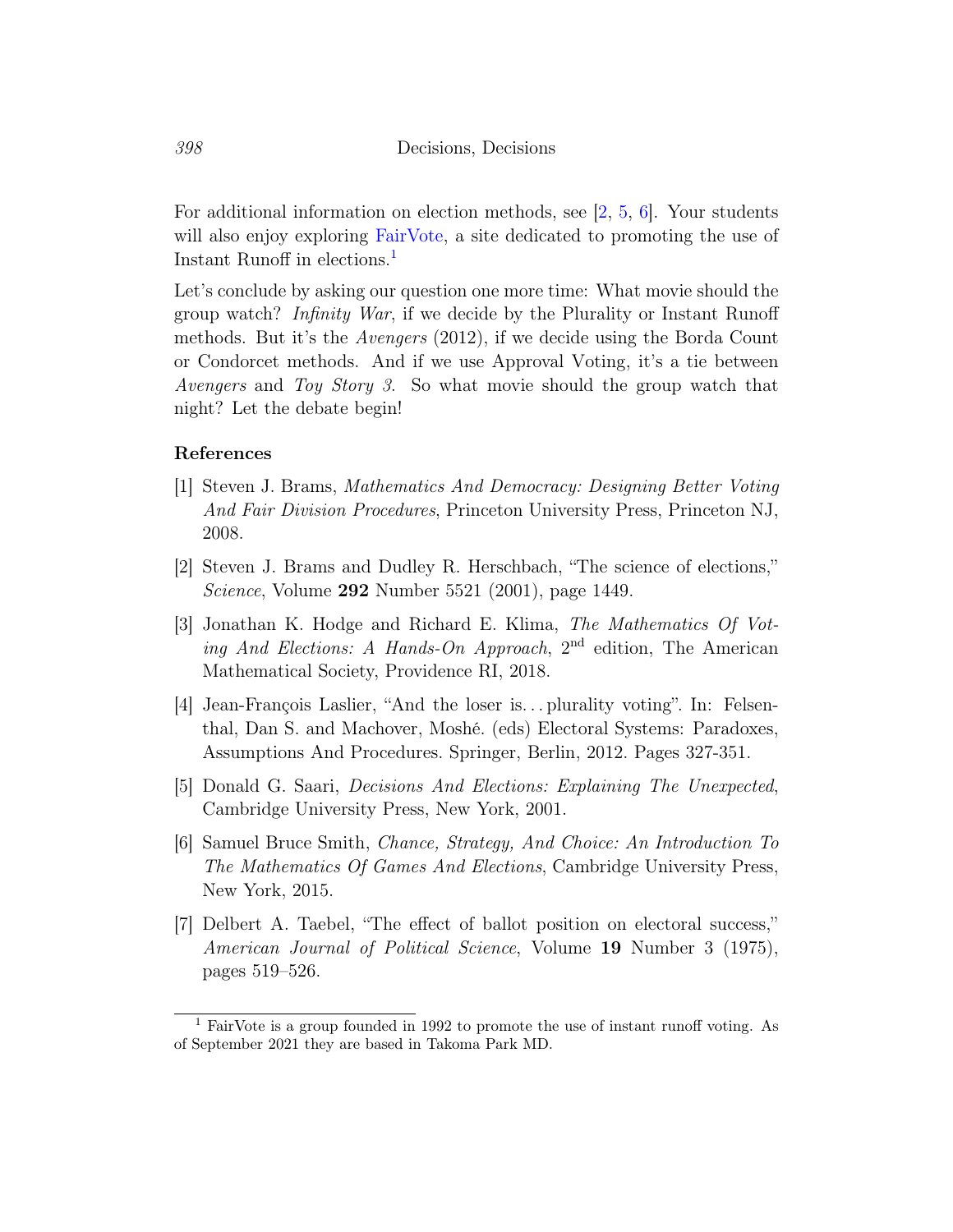For additional information on election methods, see [2, 5, 6]. Your students will also enjoy exploring FairVote, a site dedicated to promoting the use of Instant Runoff in elections.[1]

Let's conclude by asking our question one more time: What movie should the group watch? *Infinity War*, if we decide by the Plurality or Instant Runoff methods. But it's the *Avengers* (2012), if we decide using the Borda Count or Condorcet methods. And if we use Approval Voting, it's a tie between *Avengers* and *Toy Story 3*. So what movie should the group watch that night? Let the debate begin!

**References**

[1] Steven J. Brams, *Mathematics And Democracy: Designing Better Voting And Fair Division Procedures*, Princeton University Press, Princeton NJ, 2008.

[2] Steven J. Brams and Dudley R. Herschbach, "The science of elections," *Science*, Volume **292** Number 5521 (2001), page 1449.

[3] Jonathan K. Hodge and Richard E. Klima, *The Mathematics Of Voting And Elections: A Hands-On Approach*, 2nd edition, The American Mathematical Society, Providence RI, 2018.

[4] Jean-François Laslier, "And the loser is... plurality voting". In: Felsenthal, Dan S. and Machover, Moshé. (eds) Electoral Systems: Paradoxes, Assumptions And Procedures. Springer, Berlin, 2012. Pages 327-351.

[5] Donald G. Saari, *Decisions And Elections: Explaining The Unexpected*, Cambridge University Press, New York, 2001.

[6] Samuel Bruce Smith, *Chance, Strategy, And Choice: An Introduction To The Mathematics Of Games And Elections*, Cambridge University Press, New York, 2015.

[7] Delbert A. Taebel, "The effect of ballot position on electoral success," *American Journal of Political Science*, Volume **19** Number 3 (1975), pages 519–526.

---

[1] FairVote is a group founded in 1992 to promote the use of instant runoff voting. As of September 2021 they are based in Takoma Park MD.